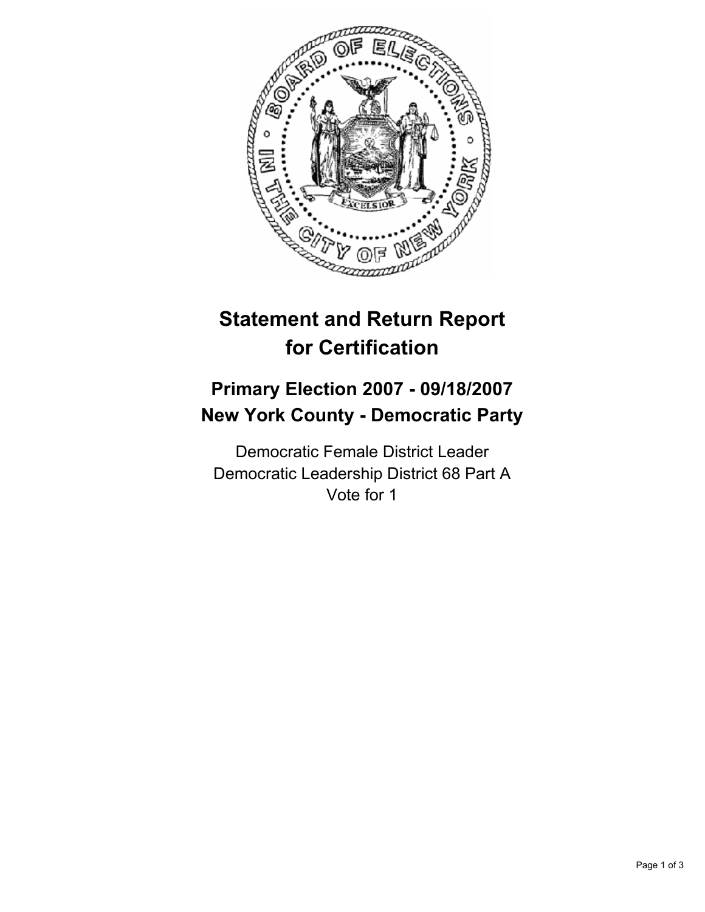# Statement and Return Report for Certification

## Primary Election 2007 - 09/18/2007
## New York County - Democratic Party

Democratic Female District Leader
Democratic Leadership District 68 Part A
Vote for 1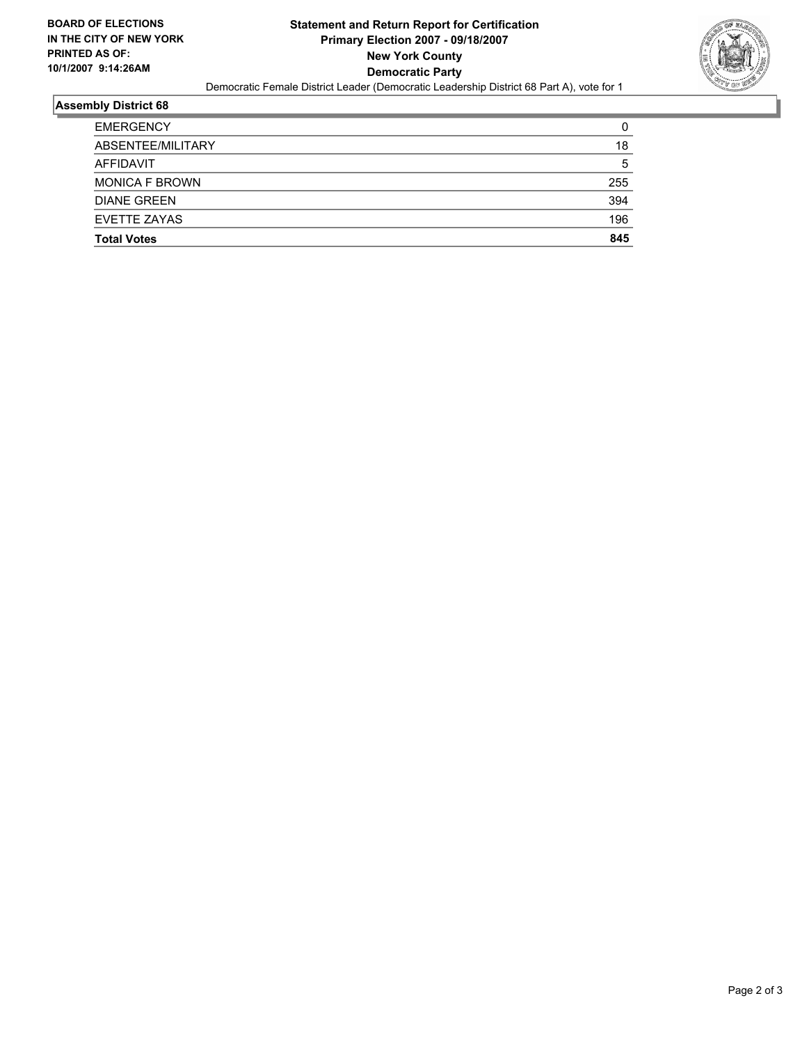**BOARD OF ELECTIONS IN THE CITY OF NEW YORK PRINTED AS OF: 10/1/2007 9:14:26AM**

# Statement and Return Report for Certification
## Primary Election 2007 - 09/18/2007
## New York County
## Democratic Party

Democratic Female District Leader (Democratic Leadership District 68 Part A), vote for 1

### Assembly District 68

| | |
|---|---|
| EMERGENCY | 0 |
| ABSENTEE/MILITARY | 18 |
| AFFIDAVIT | 5 |
| MONICA F BROWN | 255 |
| DIANE GREEN | 394 |
| EVETTE ZAYAS | 196 |
| **Total Votes** | **845** |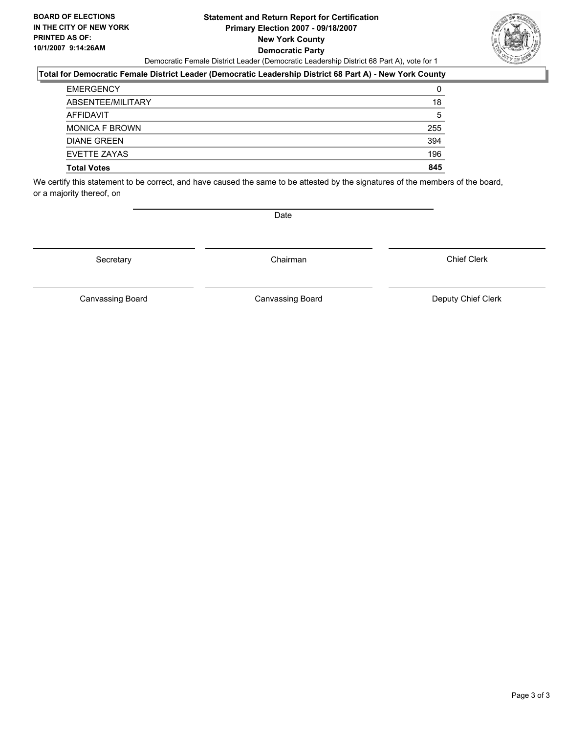**BOARD OF ELECTIONS IN THE CITY OF NEW YORK PRINTED AS OF: 10/1/2007 9:14:26AM**

# Statement and Return Report for Certification
## Primary Election 2007 - 09/18/2007
## New York County
## Democratic Party

Democratic Female District Leader (Democratic Leadership District 68 Part A), vote for 1

**Total for Democratic Female District Leader (Democratic Leadership District 68 Part A) - New York County**

| | |
|---|---|
| EMERGENCY | 0 |
| ABSENTEE/MILITARY | 18 |
| AFFIDAVIT | 5 |
| MONICA F BROWN | 255 |
| DIANE GREEN | 394 |
| EVETTE ZAYAS | 196 |
| **Total Votes** | **845** |

We certify this statement to be correct, and have caused the same to be attested by the signatures of the members of the board, or a majority thereof, on

Date

Secretary

Chairman

Chief Clerk

Canvassing Board

Canvassing Board

Deputy Chief Clerk